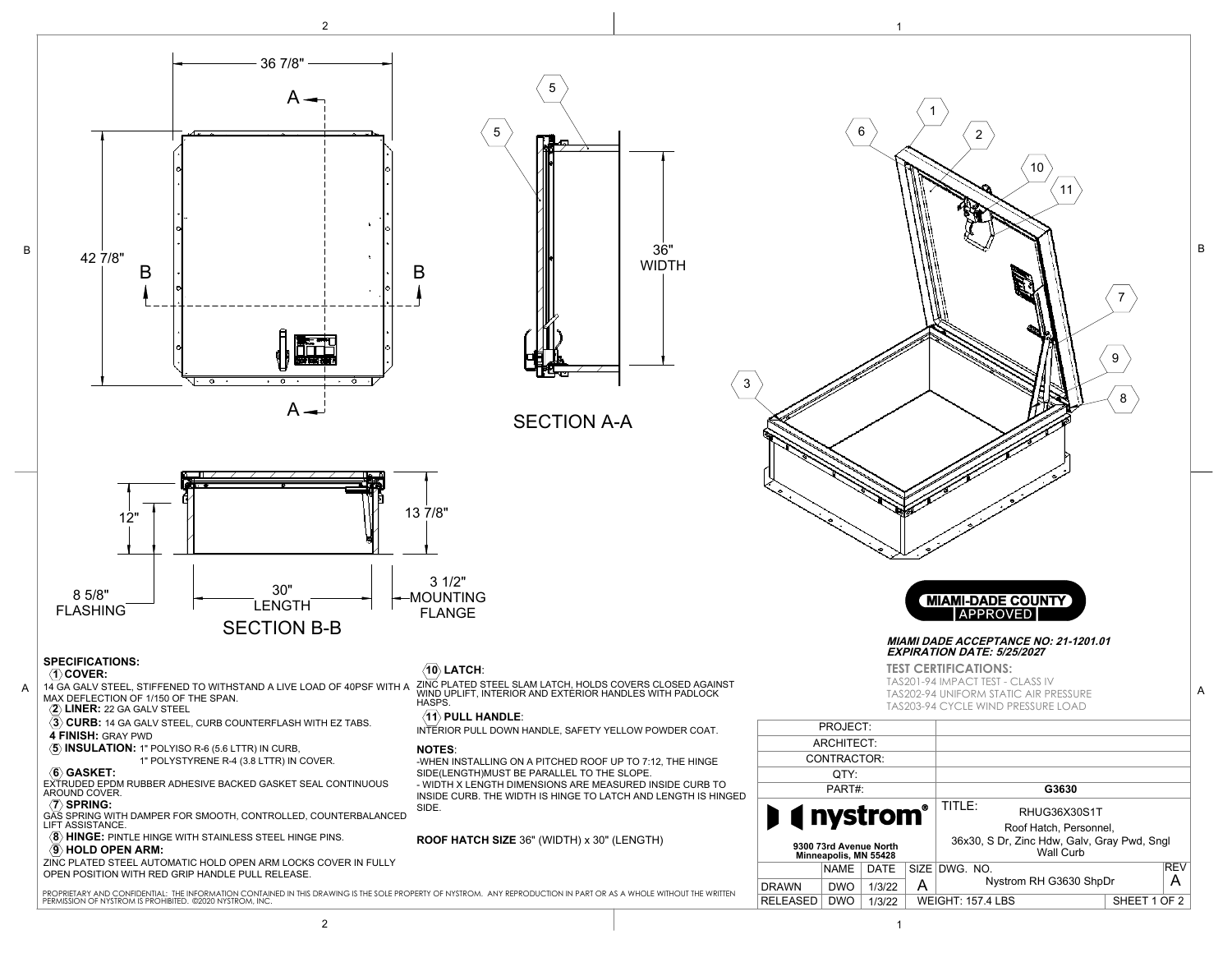36 7/8"

42 7/8"

SECTION A-A

36" WIDTH

12"

13 7/8"

8 5/8" FLASHING

30" LENGTH

3 1/2" MOUNTING FLANGE

SECTION B-B

**MIAMI-DADE COUNTY APPROVED**

***MIAMI DADE ACCEPTANCE NO: 21-1201.01***
***EXPIRATION DATE: 5/25/2027***

**TEST CERTIFICATIONS:**
TAS201-94 IMPACT TEST - CLASS IV
TAS202-94 UNIFORM STATIC AIR PRESSURE
TAS203-94 CYCLE WIND PRESSURE LOAD

## SPECIFICATIONS:

**1 COVER:**
14 GA GALV STEEL, STIFFENED TO WITHSTAND A LIVE LOAD OF 40PSF WITH A MAX DEFLECTION OF 1/150 OF THE SPAN.

**2 LINER:** 22 GA GALV STEEL

**3 CURB:** 14 GA GALV STEEL, CURB COUNTERFLASH WITH EZ TABS.

**4 FINISH:** GRAY PWD

**5 INSULATION:** 1" POLYISO R-6 (5.6 LTTR) IN CURB,
1" POLYSTYRENE R-4 (3.8 LTTR) IN COVER.

**6 GASKET:**
EXTRUDED EPDM RUBBER ADHESIVE BACKED GASKET SEAL CONTINUOUS AROUND COVER.

**7 SPRING:**
GAS SPRING WITH DAMPER FOR SMOOTH, CONTROLLED, COUNTERBALANCED LIFT ASSISTANCE.

**8 HINGE:** PINTLE HINGE WITH STAINLESS STEEL HINGE PINS.

**9 HOLD OPEN ARM:**
ZINC PLATED STEEL AUTOMATIC HOLD OPEN ARM LOCKS COVER IN FULLY OPEN POSITION WITH RED GRIP HANDLE PULL RELEASE.

**10 LATCH:**
ZINC PLATED STEEL SLAM LATCH, HOLDS COVERS CLOSED AGAINST WIND UPLIFT, INTERIOR AND EXTERIOR HANDLES WITH PADLOCK HASPS.

**11 PULL HANDLE:**
INTERIOR PULL DOWN HANDLE, SAFETY YELLOW POWDER COAT.

**NOTES:**
-WHEN INSTALLING ON A PITCHED ROOF UP TO 7:12, THE HINGE SIDE(LENGTH)MUST BE PARALLEL TO THE SLOPE.
- WIDTH X LENGTH DIMENSIONS ARE MEASURED INSIDE CURB TO INSIDE CURB. THE WIDTH IS HINGE TO LATCH AND LENGTH IS HINGED SIDE.

**ROOF HATCH SIZE** 36" (WIDTH) x 30" (LENGTH)

PROPRIETARY AND CONFIDENTIAL: THE INFORMATION CONTAINED IN THIS DRAWING IS THE SOLE PROPERTY OF NYSTROM. ANY REPRODUCTION IN PART OR AS A WHOLE WITHOUT THE WRITTEN PERMISSION OF NYSTROM IS PROHIBITED. ©2020 NYSTROM, INC.

| PROJECT: | |
|---|---|
| ARCHITECT: | |
| CONTRACTOR: | |
| QTY: | |
| PART#: | **G3630** |

**nystrom®**
9300 73rd Avenue North
Minneapolis, MN 55428

TITLE: RHUG36X30S1T
Roof Hatch, Personnel,
36x30, S Dr, Zinc Hdw, Galv, Gray Pwd, Sngl Wall Curb

| | NAME | DATE | SIZE | DWG. NO. | REV |
|---|---|---|---|---|---|
| DRAWN | DWO | 1/3/22 | A | Nystrom RH G3630 ShpDr | A |
| RELEASED | DWO | 1/3/22 | WEIGHT: 157.4 LBS | SHEET 1 OF 2 | |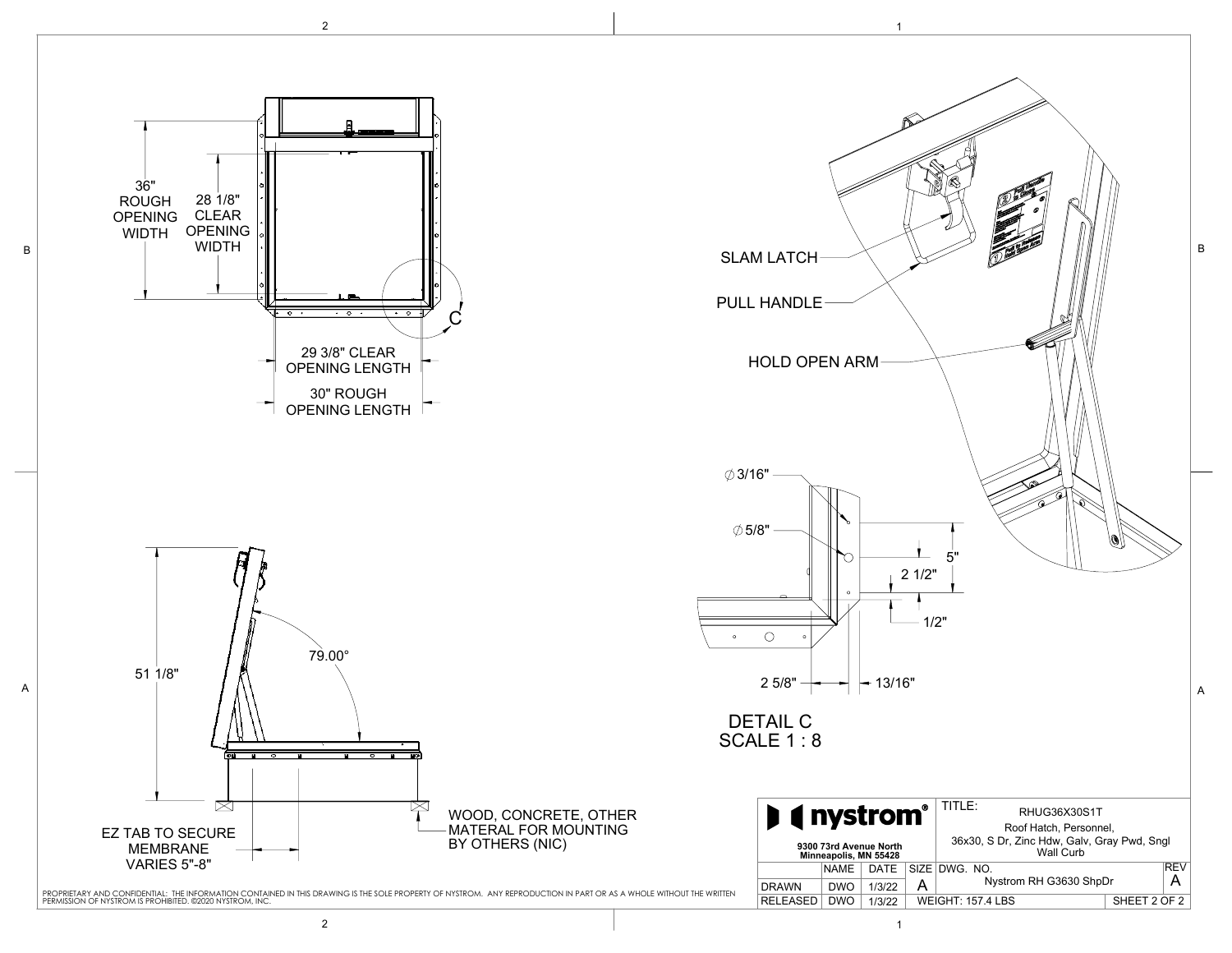36" ROUGH OPENING WIDTH

28 1/8" CLEAR OPENING WIDTH

29 3/8" CLEAR OPENING LENGTH

30" ROUGH OPENING LENGTH

C

SLAM LATCH

PULL HANDLE

HOLD OPEN ARM

⌀ 3/16"

⌀ 5/8"

5"

2 1/2"

1/2"

2 5/8"

13/16"

DETAIL C
SCALE 1 : 8

51 1/8"

79.00°

EZ TAB TO SECURE MEMBRANE VARIES 5"-8"

WOOD, CONCRETE, OTHER MATERAL FOR MOUNTING BY OTHERS (NIC)

PROPRIETARY AND CONFIDENTIAL: THE INFORMATION CONTAINED IN THIS DRAWING IS THE SOLE PROPERTY OF NYSTROM. ANY REPRODUCTION IN PART OR AS A WHOLE WITHOUT THE WRITTEN PERMISSION OF NYSTROM IS PROHIBITED. ©2020 NYSTROM, INC.

**nystrom®**

9300 73rd Avenue North
Minneapolis, MN 55428

TITLE: RHUG36X30S1T

Roof Hatch, Personnel, 36x30, S Dr, Zinc Hdw, Galv, Gray Pwd, Sngl Wall Curb

| | NAME | DATE | SIZE | DWG. NO. | REV |
|---|---|---|---|---|---|
| DRAWN | DWO | 1/3/22 | A | Nystrom RH G3630 ShpDr | A |
| RELEASED | DWO | 1/3/22 | WEIGHT: 157.4 LBS | | SHEET 2 OF 2 |